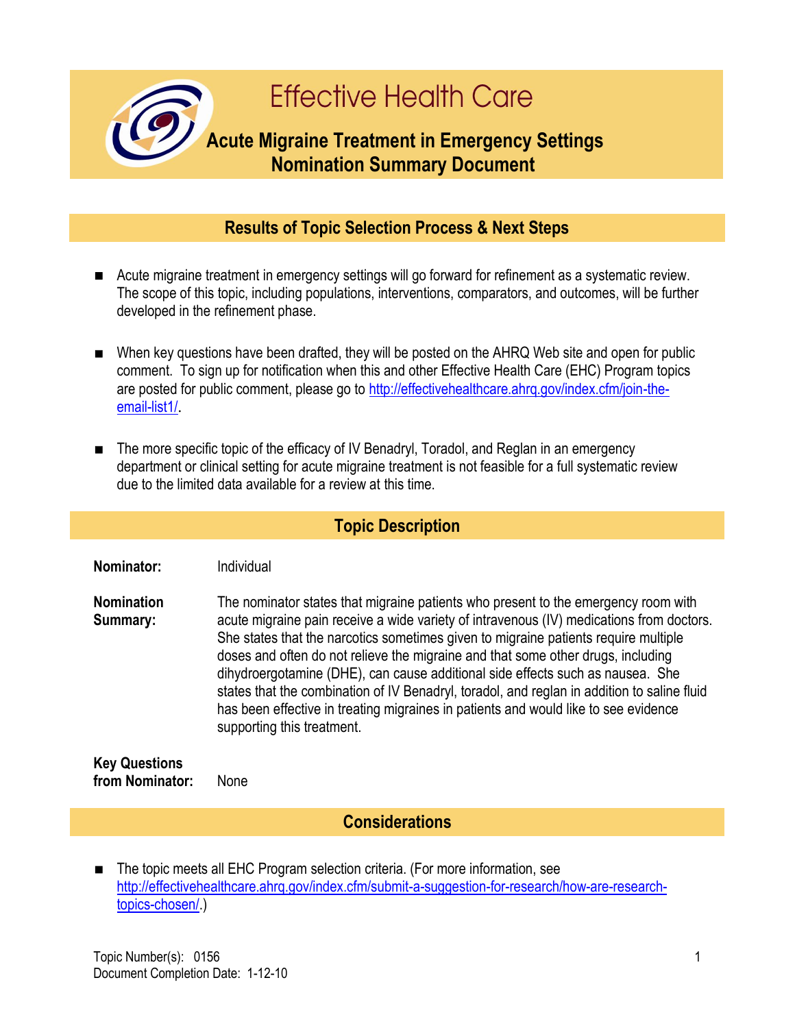# Effective Health Care

## Acute Migraine Treatment in Emergency Settings Nomination Summary Document

### Results of Topic Selection Process & Next Steps

- Acute migraine treatment in emergency settings will go forward for refinement as a systematic review. The scope of this topic, including populations, interventions, comparators, and outcomes, will be further developed in the refinement phase.
- When key questions have been drafted, they will be posted on the AHRQ Web site and open for public comment. To sign up for notification when this and other Effective Health Care (EHC) Program topics are posted for public comment, please go to http://effectivehealthcare.ahrq.gov/index.cfm/join-the-email-list1/.
- The more specific topic of the efficacy of IV Benadryl, Toradol, and Reglan in an emergency department or clinical setting for acute migraine treatment is not feasible for a full systematic review due to the limited data available for a review at this time.

### Topic Description

**Nominator:** Individual

**Nomination Summary:** The nominator states that migraine patients who present to the emergency room with acute migraine pain receive a wide variety of intravenous (IV) medications from doctors. She states that the narcotics sometimes given to migraine patients require multiple doses and often do not relieve the migraine and that some other drugs, including dihydroergotamine (DHE), can cause additional side effects such as nausea. She states that the combination of IV Benadryl, toradol, and reglan in addition to saline fluid has been effective in treating migraines in patients and would like to see evidence supporting this treatment.

**Key Questions from Nominator:** None

### Considerations

- The topic meets all EHC Program selection criteria. (For more information, see http://effectivehealthcare.ahrq.gov/index.cfm/submit-a-suggestion-for-research/how-are-research-topics-chosen/.)

Topic Number(s): 0156
Document Completion Date: 1-12-10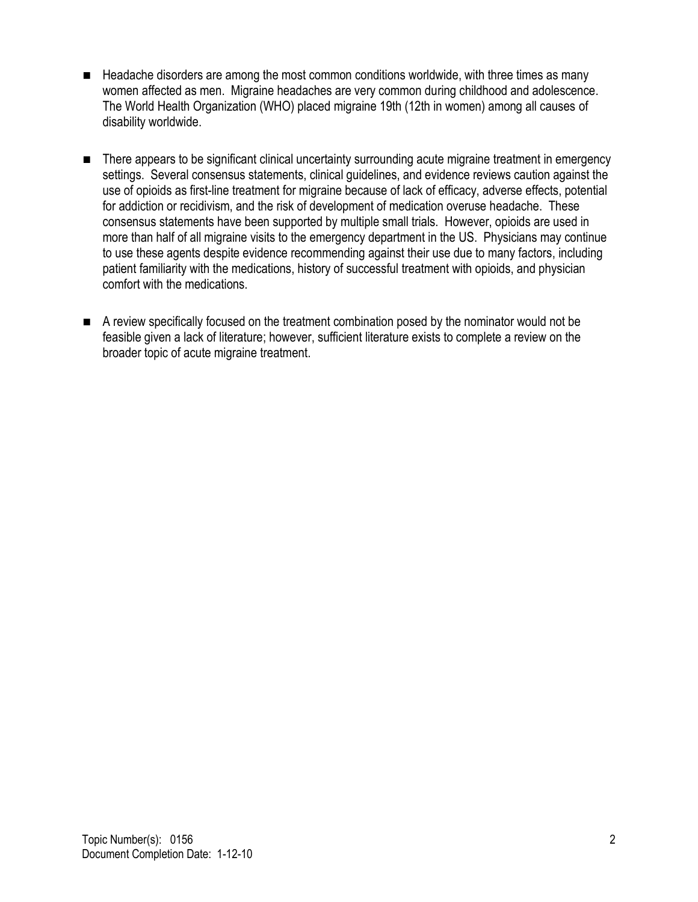- Headache disorders are among the most common conditions worldwide, with three times as many women affected as men. Migraine headaches are very common during childhood and adolescence. The World Health Organization (WHO) placed migraine 19th (12th in women) among all causes of disability worldwide.

- There appears to be significant clinical uncertainty surrounding acute migraine treatment in emergency settings. Several consensus statements, clinical guidelines, and evidence reviews caution against the use of opioids as first-line treatment for migraine because of lack of efficacy, adverse effects, potential for addiction or recidivism, and the risk of development of medication overuse headache. These consensus statements have been supported by multiple small trials. However, opioids are used in more than half of all migraine visits to the emergency department in the US. Physicians may continue to use these agents despite evidence recommending against their use due to many factors, including patient familiarity with the medications, history of successful treatment with opioids, and physician comfort with the medications.

- A review specifically focused on the treatment combination posed by the nominator would not be feasible given a lack of literature; however, sufficient literature exists to complete a review on the broader topic of acute migraine treatment.